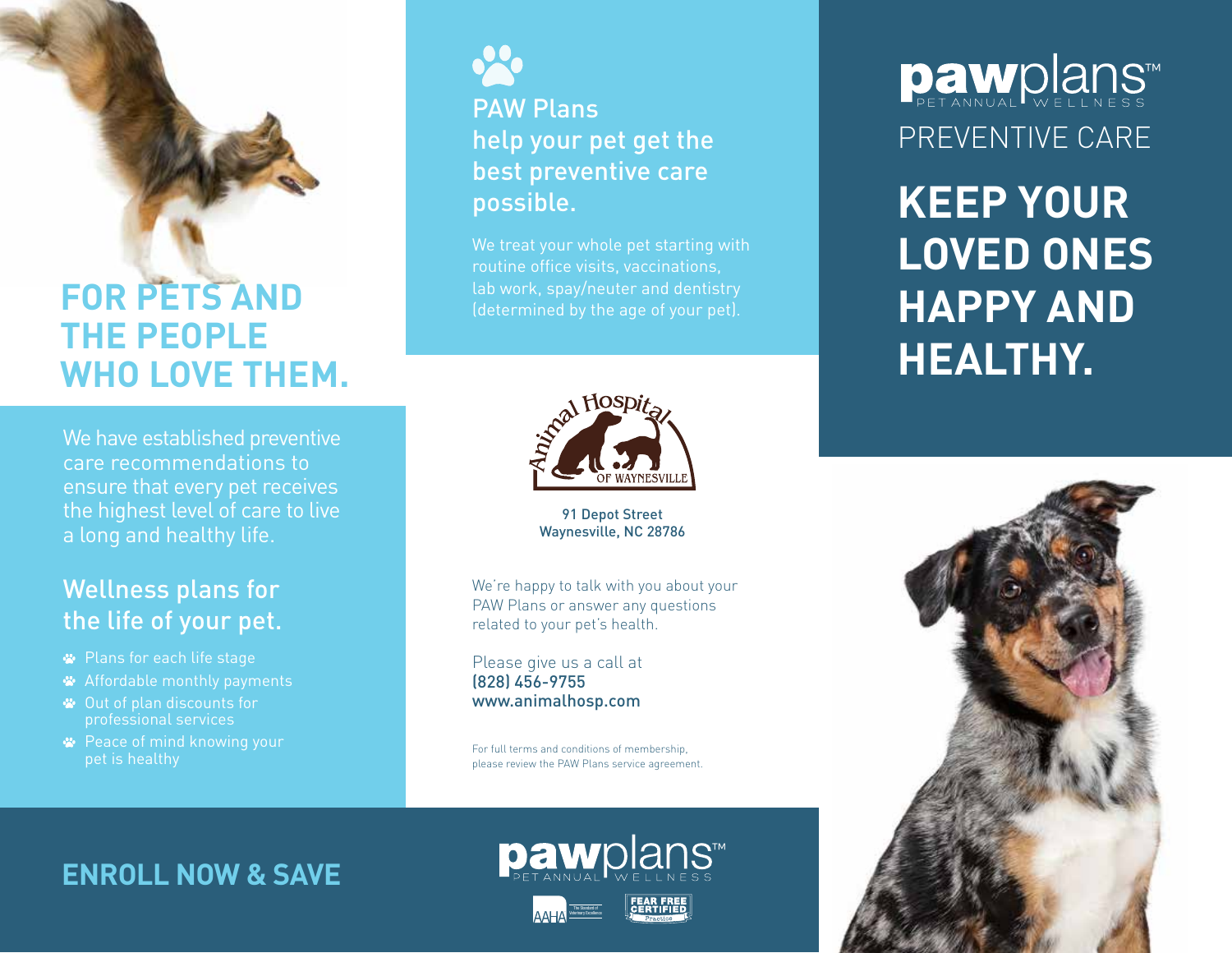# FOR PETS AND THE PEOPLE WHO LOVE THEM.

We have established preventive care recommendations to ensure that every pet receives the highest level of care to live a long and healthy life.

## Wellness plans for the life of your pet.

- Plans for each life stage
- Affordable monthly payments
- Out of plan discounts for professional services
- Peace of mind knowing your pet is healthy

## ENROLL NOW & SAVE

## PAW Plans help your pet get the best preventive care possible.

We treat your whole pet starting with routine office visits, vaccinations, lab work, spay/neuter and dentistry (determined by the age of your pet).

Animal Hospital OF WAYNESVILLE

91 Depot Street
Waynesville, NC 28786

We're happy to talk with you about your PAW Plans or answer any questions related to your pet's health.

Please give us a call at
**(828) 456-9755**
**www.animalhosp.com**

For full terms and conditions of membership, please review the PAW Plans service agreement.

pawplans™ PET ANNUAL WELLNESS

AAHA The Standard of Veterinary Excellence

FEAR FREE CERTIFIED Practice

# pawplans™ PET ANNUAL WELLNESS

## PREVENTIVE CARE

# KEEP YOUR LOVED ONES HAPPY AND HEALTHY.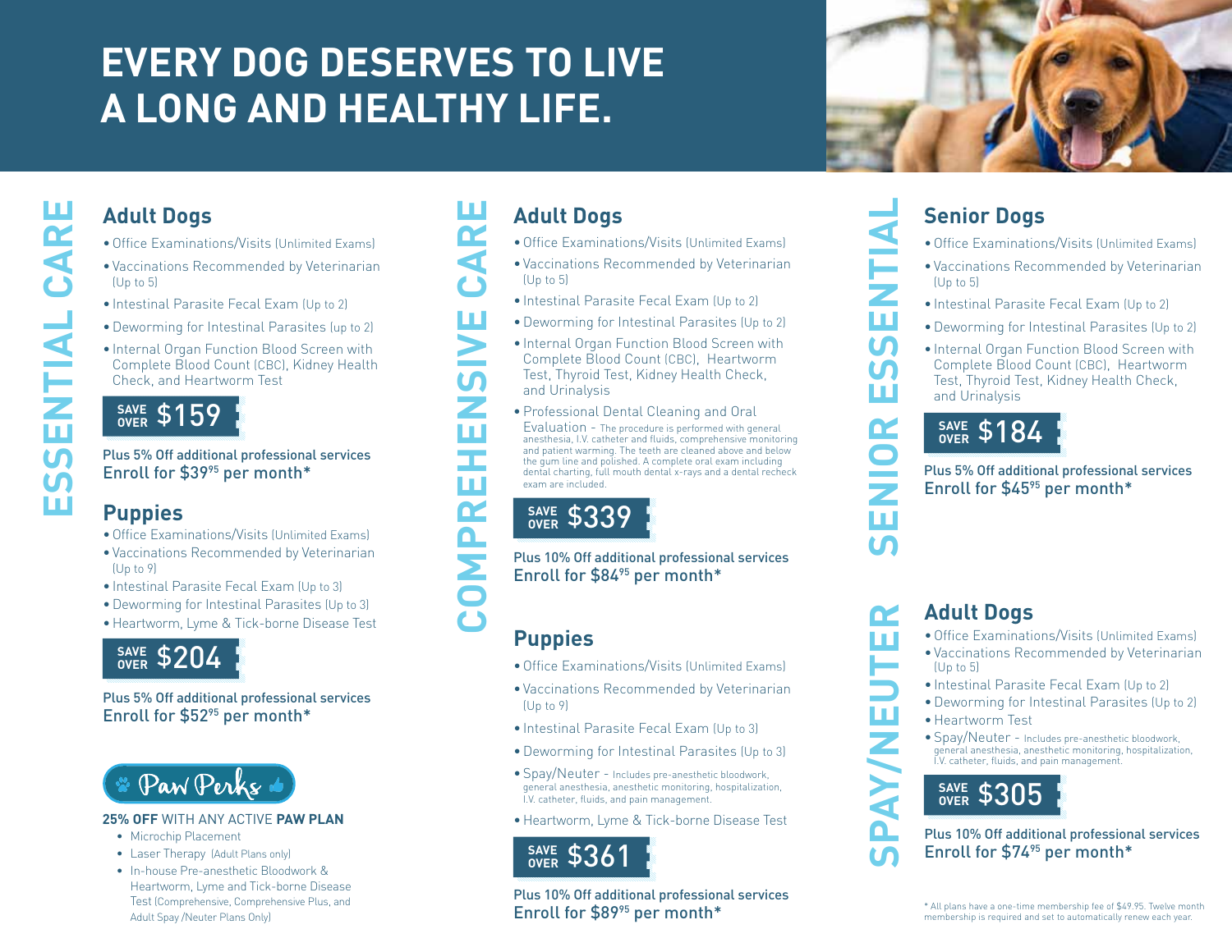# EVERY DOG DESERVES TO LIVE A LONG AND HEALTHY LIFE.

## ESSENTIAL CARE

### Adult Dogs

- Office Examinations/Visits (Unlimited Exams)
- Vaccinations Recommended by Veterinarian (Up to 5)
- Intestinal Parasite Fecal Exam (Up to 2)
- Deworming for Intestinal Parasites (up to 2)
- Internal Organ Function Blood Screen with Complete Blood Count (CBC), Kidney Health Check, and Heartworm Test

**SAVE OVER $159**

**Plus 5% Off additional professional services**
Enroll for $39[95] per month*

### Puppies

- Office Examinations/Visits (Unlimited Exams)
- Vaccinations Recommended by Veterinarian (Up to 9)
- Intestinal Parasite Fecal Exam (Up to 3)
- Deworming for Intestinal Parasites (Up to 3)
- Heartworm, Lyme & Tick-borne Disease Test

**SAVE OVER $204**

**Plus 5% Off additional professional services**
Enroll for $52[95] per month*

### Paw Perks

**25% OFF** WITH ANY ACTIVE **PAW PLAN**

- Microchip Placement
- Laser Therapy (Adult Plans only)
- In-house Pre-anesthetic Bloodwork & Heartworm, Lyme and Tick-borne Disease Test (Comprehensive, Comprehensive Plus, and Adult Spay /Neuter Plans Only)

## COMPREHENSIVE CARE

### Adult Dogs

- Office Examinations/Visits (Unlimited Exams)
- Vaccinations Recommended by Veterinarian (Up to 5)
- Intestinal Parasite Fecal Exam (Up to 2)
- Deworming for Intestinal Parasites (Up to 2)
- Internal Organ Function Blood Screen with Complete Blood Count (CBC), Heartworm Test, Thyroid Test, Kidney Health Check, and Urinalysis
- Professional Dental Cleaning and Oral Evaluation - The procedure is performed with general anesthesia, I.V. catheter and fluids, comprehensive monitoring and patient warming. The teeth are cleaned above and below the gum line and polished. A complete oral exam including dental charting, full mouth dental x-rays and a dental recheck exam are included.

**SAVE OVER $339**

**Plus 10% Off additional professional services**
Enroll for $84[95] per month*

### Puppies

- Office Examinations/Visits (Unlimited Exams)
- Vaccinations Recommended by Veterinarian (Up to 9)
- Intestinal Parasite Fecal Exam (Up to 3)
- Deworming for Intestinal Parasites (Up to 3)
- Spay/Neuter - Includes pre-anesthetic bloodwork, general anesthesia, anesthetic monitoring, hospitalization, I.V. catheter, fluids, and pain management.
- Heartworm, Lyme & Tick-borne Disease Test

**SAVE OVER $361**

**Plus 10% Off additional professional services**
Enroll for $89[95] per month*

## SENIOR ESSENTIAL

### Senior Dogs

- Office Examinations/Visits (Unlimited Exams)
- Vaccinations Recommended by Veterinarian (Up to 5)
- Intestinal Parasite Fecal Exam (Up to 2)
- Deworming for Intestinal Parasites (Up to 2)
- Internal Organ Function Blood Screen with Complete Blood Count (CBC), Heartworm Test, Thyroid Test, Kidney Health Check, and Urinalysis

**SAVE OVER $184**

**Plus 5% Off additional professional services**
Enroll for $45[95] per month*

## SPAY/NEUTER

### Adult Dogs

- Office Examinations/Visits (Unlimited Exams)
- Vaccinations Recommended by Veterinarian (Up to 5)
- Intestinal Parasite Fecal Exam (Up to 2)
- Deworming for Intestinal Parasites (Up to 2)
- Heartworm Test
- Spay/Neuter - Includes pre-anesthetic bloodwork, general anesthesia, anesthetic monitoring, hospitalization, I.V. catheter, fluids, and pain management.

**SAVE OVER $305**

**Plus 10% Off additional professional services**
Enroll for $74[95] per month*

\* All plans have a one-time membership fee of $49.95. Twelve month membership is required and set to automatically renew each year.